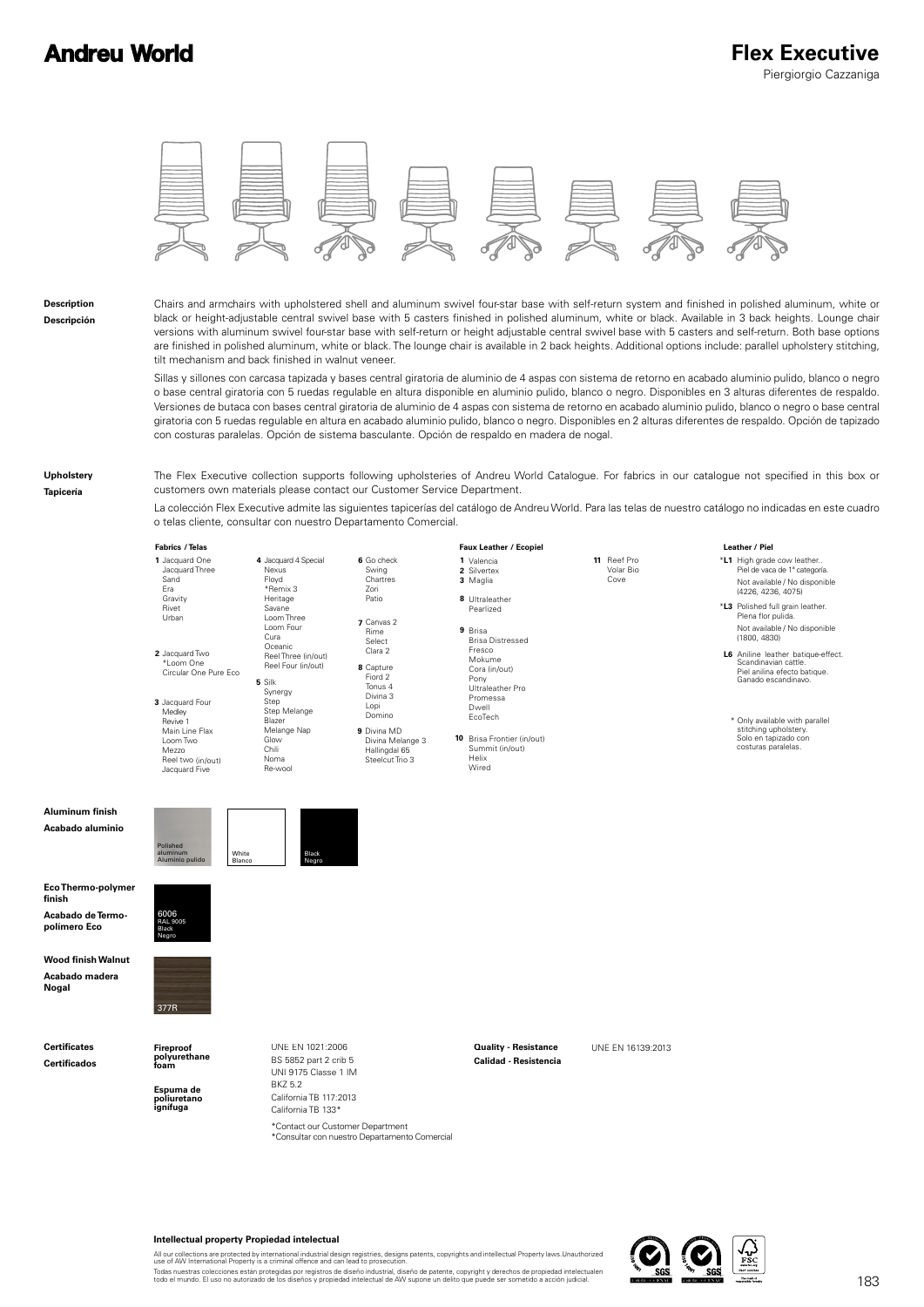# Andreu World

## Flex Executive

Piergiorgio Cazzaniga

**Description**
**Descripción**

Chairs and armchairs with upholstered shell and aluminum swivel four-star base with self-return system and finished in polished aluminum, white or black or height-adjustable central swivel base with 5 casters finished in polished aluminum, white or black. Available in 3 back heights. Lounge chair versions with aluminum swivel four-star base with self-return or height adjustable central swivel base with 5 casters and self-return. Both base options are finished in polished aluminum, white or black. The lounge chair is available in 2 back heights. Additional options include: parallel upholstery stitching, tilt mechanism and back finished in walnut veneer.

Sillas y sillones con carcasa tapizada y bases central giratoria de aluminio de 4 aspas con sistema de retorno en acabado aluminio pulido, blanco o negro o base central giratoria con 5 ruedas regulable en altura disponible en aluminio pulido, blanco o negro. Disponibles en 3 alturas diferentes de respaldo. Versiones de butaca con bases central giratoria de aluminio de 4 aspas con sistema de retorno en acabado aluminio pulido, blanco o negro o base central giratoria con 5 ruedas regulable en altura en acabado aluminio pulido, blanco o negro. Disponibles en 2 alturas diferentes de respaldo. Opción de tapizado con costuras paralelas. Opción de sistema basculante. Opción de respaldo en madera de nogal.

**Upholstery**
**Tapicería**

The Flex Executive collection supports following upholsteries of Andreu World Catalogue. For fabrics in our catalogue not specified in this box or customers own materials please contact our Customer Service Department.

La colección Flex Executive admite las siguientes tapicerías del catálogo de Andreu World. Para las telas de nuestro catálogo no indicadas en este cuadro o telas cliente, consultar con nuestro Departamento Comercial.

**Fabrics / Telas**

**1** Jacquard One, Jacquard Three, Sand, Era, Gravity, Rivet, Urban

**2** Jacquard Two, *Loom One, Circular One Pure Eco

**3** Jacquard Four, Medley, Revive 1, Main Line Flax, Loom Two, Mezzo, Reel two (in/out), Jacquard Five

**4** Jacquard 4 Special, Nexus, Floyd, *Remix 3, Heritage, Savane, Loom Three, Loom Four, Cura, Oceanic, Reel Three (in/out), Reel Four (in/out)

**5** Silk, Synergy, Step, Step Melange, Blazer, Melange Nap, Glow, Chili, Noma, Re-wool

**6** Go check, Swing, Chartres, Zori, Patio

**7** Canvas 2, Rime, Select, Clara 2

**8** Capture, Fiord 2, Tonus 4, Divina 3, Lopi, Domino

**9** Divina MD, Divina Melange 3, Hallingdal 65, Steelcut Trio 3

**Faux Leather / Ecopiel**

**1** Valencia

**2** Silvertex

**3** Maglia

**8** Ultraleather, Pearlized

**9** Brisa, Brisa Distressed, Fresco, Mokume, Cora (in/out), Pony, Ultraleather Pro, Promessa, Dwell, EcoTech

**10** Brisa Frontier (in/out), Summit (in/out), Helix, Wired

**11** Reef Pro, Volar Bio, Cove

**Leather / Piel**

***L1** High grade cow leather.. Piel de vaca de 1ª categoría. Not available / No disponible (4226, 4236, 4075)

***L3** Polished full grain leather. Plena flor pulida. Not available / No disponible (1800, 4830)

**L6** Aniline leather batique-effect. Scandinavian cattle. Piel anilina efecto batique. Ganado escandinavo.

\* Only available with parallel stitching upholstery. Solo en tapizado con costuras paralelas.

**Aluminum finish**
**Acabado aluminio**

Polished aluminum / Aluminio pulido — White / Blanco — Black / Negro

**Eco Thermo-polymer finish**
**Acabado de Termo-polímero Eco**

6006 RAL 9005 Black / Negro

**Wood finish Walnut**
**Acabado madera Nogal**

377R

**Certificates**
**Certificados**

**Fireproof polyurethane foam**
**Espuma de poliuretano ignífuga**

UNE EN 1021:2006
BS 5852 part 2 crib 5
UNI 9175 Classe 1 IM
BKZ 5.2
California TB 117:2013
California TB 133*

*Contact our Customer Department
*Consultar con nuestro Departamento Comercial

**Quality - Resistance**
**Calidad - Resistencia**

UNE EN 16139:2013

**Intellectual property Propiedad intelectual**

All our collections are protected by international industrial design registries, designs patents, copyrights and intellectual Property laws.Unauthorized use of AW International Property is a criminal offence and can lead to prosecution.

Todas nuestras colecciones están protegidas por registros de diseño industrial, diseño de patente, copyright y derechos de propiedad intelectualen todo el mundo. El uso no autorizado de los diseños y propiedad intelectual de AW supone un delito que puede ser sometido a acción judicial.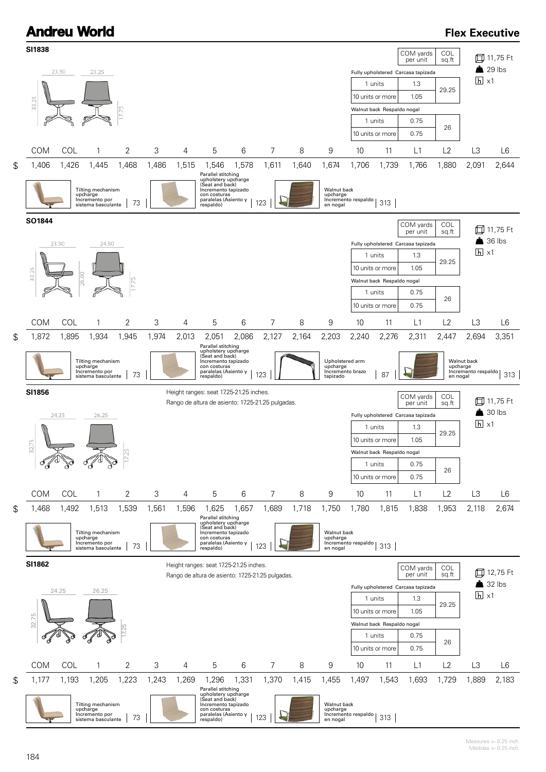# Andreu World

## Flex Executive

### SI1838

23.50 | 23.25 | 33.25 | 17.75

| | | COM yards per unit | COL sq.ft |
|---|---|---|---|
| Fully upholstered Carcasa tapizada | 1 units | 1.3 | 29.25 |
| | 10 units or more | 1.05 | |
| Walnut back Respaldo nogal | 1 units | 0.75 | 26 |
| | 10 units or more | 0.75 | |

11,75 Ft
29 lbs
x1

| | COM | COL | 1 | 2 | 3 | 4 | 5 | 6 | 7 | 8 | 9 | 10 | 11 | L1 | L2 | L3 | L6 |
|---|---|---|---|---|---|---|---|---|---|---|---|---|---|---|---|---|---|
| $ | 1,406 | 1,426 | 1,445 | 1,468 | 1,486 | 1,515 | 1,546 | 1,578 | 1,611 | 1,640 | 1,674 | 1,706 | 1,739 | 1,766 | 1,880 | 2,091 | 2,644 |

- Tilting mechanism upcharge / Incremento por sistema basculante: 73
- Parallel stitching upholstery upcharge (Seat and back) / Incremento tapizado con costuras paralelas (Asiento y respaldo): 123
- Walnut back upcharge / Incremento respaldo en nogal: 313

### SO1844

23.50 | 24.50 | 33.25 | 26.00 | 17.75

| | | COM yards per unit | COL sq.ft |
|---|---|---|---|
| Fully upholstered Carcasa tapizada | 1 units | 1.3 | 29.25 |
| | 10 units or more | 1.05 | |
| Walnut back Respaldo nogal | 1 units | 0.75 | 26 |
| | 10 units or more | 0.75 | |

11,75 Ft
36 lbs
x1

| | COM | COL | 1 | 2 | 3 | 4 | 5 | 6 | 7 | 8 | 9 | 10 | 11 | L1 | L2 | L3 | L6 |
|---|---|---|---|---|---|---|---|---|---|---|---|---|---|---|---|---|---|
| $ | 1,872 | 1,895 | 1,934 | 1,945 | 1,974 | 2,013 | 2,051 | 2,086 | 2,127 | 2,164 | 2,203 | 2,240 | 2,276 | 2,311 | 2,447 | 2,694 | 3,351 |

- Tilting mechanism upcharge / Incremento por sistema basculante: 73
- Parallel stitching upholstery upcharge (Seat and back) / Incremento tapizado con costuras paralelas (Asiento y respaldo): 123
- Upholstered arm upcharge / Incremento brazo tapizado: 87
- Walnut back upcharge / Incremento respaldo en nogal: 313

### SI1856

Height ranges: seat 17.25-21.25 inches.
Rango de altura de asiento: 17.25-21.25 pulgadas.

24.25 | 26.25 | 32.75 | 17.25

| | | COM yards per unit | COL sq.ft |
|---|---|---|---|
| Fully upholstered Carcasa tapizada | 1 units | 1.3 | 29.25 |
| | 10 units or more | 1.05 | |
| Walnut back Respaldo nogal | 1 units | 0.75 | 26 |
| | 10 units or more | 0.75 | |

11,75 Ft
30 lbs
x1

| | COM | COL | 1 | 2 | 3 | 4 | 5 | 6 | 7 | 8 | 9 | 10 | 11 | L1 | L2 | L3 | L6 |
|---|---|---|---|---|---|---|---|---|---|---|---|---|---|---|---|---|---|
| $ | 1,468 | 1,492 | 1,513 | 1,539 | 1,561 | 1,596 | 1,625 | 1,657 | 1,689 | 1,718 | 1,750 | 1,780 | 1,815 | 1,838 | 1,953 | 2,118 | 2,674 |

- Tilting mechanism upcharge / Incremento por sistema basculante: 73
- Parallel stitching upholstery upcharge (Seat and back) / Incremento tapizado con costuras paralelas (Asiento y respaldo): 123
- Walnut back upcharge / Incremento respaldo en nogal: 313

### SI1862

Height ranges: seat 17.25-21.25 inches.
Rango de altura de asiento: 17.25-21.25 pulgadas.

24.25 | 26.25 | 32.75 | 17.25

| | | COM yards per unit | COL sq.ft |
|---|---|---|---|
| Fully upholstered Carcasa tapizada | 1 units | 1.3 | 29.25 |
| | 10 units or more | 1.05 | |
| Walnut back Respaldo nogal | 1 units | 0.75 | 26 |
| | 10 units or more | 0.75 | |

12,75 Ft
32 lbs
x1

| | COM | COL | 1 | 2 | 3 | 4 | 5 | 6 | 7 | 8 | 9 | 10 | 11 | L1 | L2 | L3 | L6 |
|---|---|---|---|---|---|---|---|---|---|---|---|---|---|---|---|---|---|
| $ | 1,177 | 1,193 | 1,205 | 1,223 | 1,243 | 1,269 | 1,296 | 1,331 | 1,370 | 1,415 | 1,455 | 1,497 | 1,543 | 1,693 | 1,729 | 1,889 | 2,183 |

- Tilting mechanism upcharge / Incremento por sistema basculante: 73
- Parallel stitching upholstery upcharge (Seat and back) / Incremento tapizado con costuras paralelas (Asiento y respaldo): 123
- Walnut back upcharge / Incremento respaldo en nogal: 313

Measures +- 0.25 inch.
Medidas +- 0.25 inch.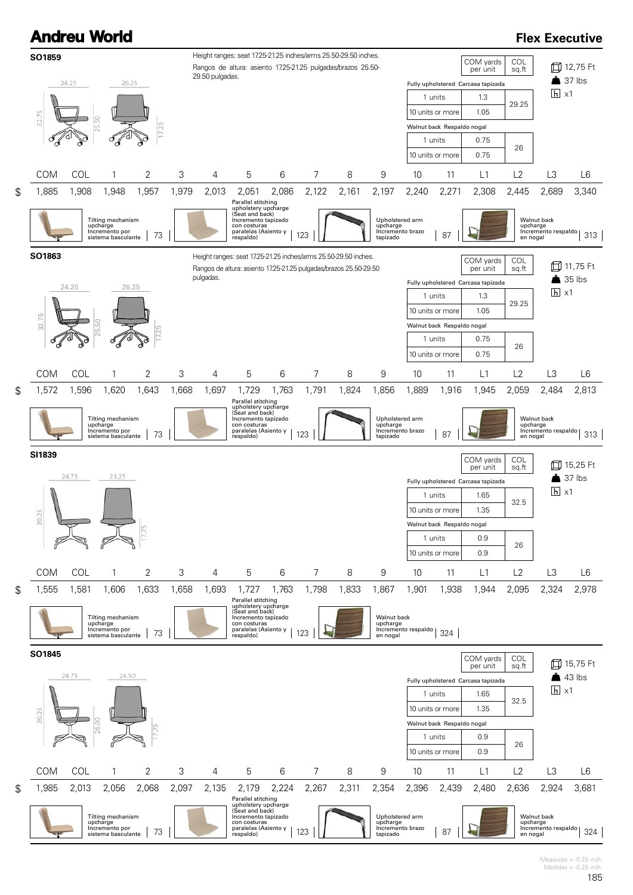# Andreu World

## Flex Executive

### SO1859

Height ranges: seat 17.25-21.25 inches/arms 25.50-29.50 inches.
Rangos de altura: asiento 17.25-21.25 pulgadas/brazos 25.50-29.50 pulgadas.

24.25 | 26.25 | 32.75 | 25.50 | 17.25

| | COM yards per unit | COL sq.ft |
|---|---|---|
| Fully upholstered Carcasa tapizada | | |
| 1 units | 1.3 | 29.25 |
| 10 units or more | 1.05 | |
| Walnut back Respaldo nogal | | |
| 1 units | 0.75 | 26 |
| 10 units or more | 0.75 | |

12,75 Ft
37 lbs
x1

| | COM | COL | 1 | 2 | 3 | 4 | 5 | 6 | 7 | 8 | 9 | 10 | 11 | L1 | L2 | L3 | L6 |
|---|---|---|---|---|---|---|---|---|---|---|---|---|---|---|---|---|---|
| $ | 1,885 | 1,908 | 1,948 | 1,957 | 1,979 | 2,013 | 2,051 | 2,086 | 2,122 | 2,161 | 2,197 | 2,240 | 2,271 | 2,308 | 2,445 | 2,689 | 3,340 |

- Tilting mechanism upcharge / Incremento por sistema basculante: 73
- Parallel stitching upholstery upcharge (Seat and back) / Incremento tapizado con costuras paralelas (Asiento y respaldo): 123
- Upholstered arm upcharge / Incremento brazo tapizado: 87
- Walnut back upcharge / Incremento respaldo en nogal: 313

### SO1863

Height ranges: seat 17.25-21.25 inches/arms 25.50-29.50 inches.
Rangos de altura: asiento 17.25-21.25 pulgadas/brazos 25.50-29.50 pulgadas.

24.25 | 26.25 | 32.75 | 25.50 | 17.25

| | COM yards per unit | COL sq.ft |
|---|---|---|
| Fully upholstered Carcasa tapizada | | |
| 1 units | 1.3 | 29.25 |
| 10 units or more | 1.05 | |
| Walnut back Respaldo nogal | | |
| 1 units | 0.75 | 26 |
| 10 units or more | 0.75 | |

11,75 Ft
35 lbs
x1

| | COM | COL | 1 | 2 | 3 | 4 | 5 | 6 | 7 | 8 | 9 | 10 | 11 | L1 | L2 | L3 | L6 |
|---|---|---|---|---|---|---|---|---|---|---|---|---|---|---|---|---|---|
| $ | 1,572 | 1,596 | 1,620 | 1,643 | 1,668 | 1,697 | 1,729 | 1,763 | 1,791 | 1,824 | 1,856 | 1,889 | 1,916 | 1,945 | 2,059 | 2,484 | 2,813 |

- Tilting mechanism upcharge / Incremento por sistema basculante: 73
- Parallel stitching upholstery upcharge (Seat and back) / Incremento tapizado con costuras paralelas (Asiento y respaldo): 123
- Upholstered arm upcharge / Incremento brazo tapizado: 87
- Walnut back upcharge / Incremento respaldo en nogal: 313

### SI1839

24.75 | 23.25 | 39.25 | 17.75

| | COM yards per unit | COL sq.ft |
|---|---|---|
| Fully upholstered Carcasa tapizada | | |
| 1 units | 1.65 | 32.5 |
| 10 units or more | 1.35 | |
| Walnut back Respaldo nogal | | |
| 1 units | 0.9 | 26 |
| 10 units or more | 0.9 | |

15,25 Ft
37 lbs
x1

| | COM | COL | 1 | 2 | 3 | 4 | 5 | 6 | 7 | 8 | 9 | 10 | 11 | L1 | L2 | L3 | L6 |
|---|---|---|---|---|---|---|---|---|---|---|---|---|---|---|---|---|---|
| $ | 1,555 | 1,581 | 1,606 | 1,633 | 1,658 | 1,693 | 1,727 | 1,763 | 1,798 | 1,833 | 1,867 | 1,901 | 1,938 | 1,944 | 2,095 | 2,324 | 2,978 |

- Tilting mechanism upcharge / Incremento por sistema basculante: 73
- Parallel stitching upholstery upcharge (Seat and back) / Incremento tapizado con costuras paralelas (Asiento y respaldo): 123
- Walnut back upcharge / Incremento respaldo en nogal: 324

### SO1845

24.75 | 24.50 | 39.25 | 26.00 | 17.75

| | COM yards per unit | COL sq.ft |
|---|---|---|
| Fully upholstered Carcasa tapizada | | |
| 1 units | 1.65 | 32.5 |
| 10 units or more | 1.35 | |
| Walnut back Respaldo nogal | | |
| 1 units | 0.9 | 26 |
| 10 units or more | 0.9 | |

15,75 Ft
43 lbs
x1

| | COM | COL | 1 | 2 | 3 | 4 | 5 | 6 | 7 | 8 | 9 | 10 | 11 | L1 | L2 | L3 | L6 |
|---|---|---|---|---|---|---|---|---|---|---|---|---|---|---|---|---|---|
| $ | 1,985 | 2,013 | 2,056 | 2,068 | 2,097 | 2,135 | 2,179 | 2,224 | 2,267 | 2,311 | 2,354 | 2,396 | 2,439 | 2,480 | 2,636 | 2,924 | 3,681 |

- Tilting mechanism upcharge / Incremento por sistema basculante: 73
- Parallel stitching upholstery upcharge (Seat and back) / Incremento tapizado con costuras paralelas (Asiento y respaldo): 123
- Upholstered arm upcharge / Incremento brazo tapizado: 87
- Walnut back upcharge / Incremento respaldo en nogal: 324

Measures +- 0.25 inch.
Medidas +- 0.25 inch.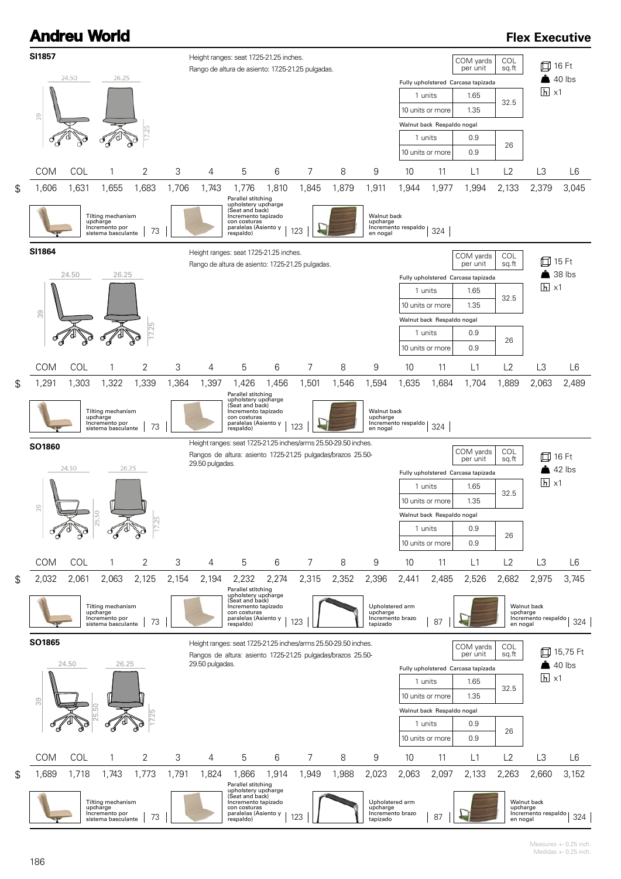# Andreu World

## Flex Executive

### SI1857

Height ranges: seat 17.25-21.25 inches.
Rango de altura de asiento: 17.25-21.25 pulgadas.

24.50 | 26.25 | 39 | 17.25

| | | COM yards per unit | COL sq.ft |
|---|---|---|---|
| Fully upholstered Carcasa tapizada | 1 units | 1.65 | 32.5 |
| | 10 units or more | 1.35 | |
| Walnut back Respaldo nogal | 1 units | 0.9 | 26 |
| | 10 units or more | 0.9 | |

16 Ft · 40 lbs · x1

| | COM | COL | 1 | 2 | 3 | 4 | 5 | 6 | 7 | 8 | 9 | 10 | 11 | L1 | L2 | L3 | L6 |
|---|---|---|---|---|---|---|---|---|---|---|---|---|---|---|---|---|---|
| $ | 1,606 | 1,631 | 1,655 | 1,683 | 1,706 | 1,743 | 1,776 | 1,810 | 1,845 | 1,879 | 1,911 | 1,944 | 1,977 | 1,994 | 2,133 | 2,379 | 3,045 |

| Option | $ |
|---|---|
| Tilting mechanism upcharge / Incremento por sistema basculante | 73 |
| Parallel stitching upholstery upcharge (Seat and back) / Incremento tapizado con costuras paralelas (Asiento y respaldo) | 123 |
| Walnut back upcharge / Incremento respaldo en nogal | 324 |

### SI1864

Height ranges: seat 17.25-21.25 inches.
Rango de altura de asiento: 17.25-21.25 pulgadas.

24.50 | 26.25 | 39 | 17.25

| | | COM yards per unit | COL sq.ft |
|---|---|---|---|
| Fully upholstered Carcasa tapizada | 1 units | 1.65 | 32.5 |
| | 10 units or more | 1.35 | |
| Walnut back Respaldo nogal | 1 units | 0.9 | 26 |
| | 10 units or more | 0.9 | |

15 Ft · 38 lbs · x1

| | COM | COL | 1 | 2 | 3 | 4 | 5 | 6 | 7 | 8 | 9 | 10 | 11 | L1 | L2 | L3 | L6 |
|---|---|---|---|---|---|---|---|---|---|---|---|---|---|---|---|---|---|
| $ | 1,291 | 1,303 | 1,322 | 1,339 | 1,364 | 1,397 | 1,426 | 1,456 | 1,501 | 1,546 | 1,594 | 1,635 | 1,684 | 1,704 | 1,889 | 2,063 | 2,489 |

| Option | $ |
|---|---|
| Tilting mechanism upcharge / Incremento por sistema basculante | 73 |
| Parallel stitching upholstery upcharge (Seat and back) / Incremento tapizado con costuras paralelas (Asiento y respaldo) | 123 |
| Walnut back upcharge / Incremento respaldo en nogal | 324 |

### SO1860

Height ranges: seat 17.25-21.25 inches/arms 25.50-29.50 inches.
Rangos de altura: asiento 17.25-21.25 pulgadas/brazos 25.50-29.50 pulgadas.

24.50 | 26.25 | 39 | 25.50 | 17.25

| | | COM yards per unit | COL sq.ft |
|---|---|---|---|
| Fully upholstered Carcasa tapizada | 1 units | 1.65 | 32.5 |
| | 10 units or more | 1.35 | |
| Walnut back Respaldo nogal | 1 units | 0.9 | 26 |
| | 10 units or more | 0.9 | |

16 Ft · 42 lbs · x1

| | COM | COL | 1 | 2 | 3 | 4 | 5 | 6 | 7 | 8 | 9 | 10 | 11 | L1 | L2 | L3 | L6 |
|---|---|---|---|---|---|---|---|---|---|---|---|---|---|---|---|---|---|
| $ | 2,032 | 2,061 | 2,063 | 2,125 | 2,154 | 2,194 | 2,232 | 2,274 | 2,315 | 2,352 | 2,396 | 2,441 | 2,485 | 2,526 | 2,682 | 2,975 | 3,745 |

| Option | $ |
|---|---|
| Tilting mechanism upcharge / Incremento por sistema basculante | 73 |
| Parallel stitching upholstery upcharge (Seat and back) / Incremento tapizado con costuras paralelas (Asiento y respaldo) | 123 |
| Upholstered arm upcharge / Incremento brazo tapizado | 87 |
| Walnut back upcharge / Incremento respaldo en nogal | 324 |

### SO1865

Height ranges: seat 17.25-21.25 inches/arms 25.50-29.50 inches.
Rangos de altura: asiento 17.25-21.25 pulgadas/brazos 25.50-29.50 pulgadas.

24.50 | 26.25 | 39 | 25.50 | 17.25

| | | COM yards per unit | COL sq.ft |
|---|---|---|---|
| Fully upholstered Carcasa tapizada | 1 units | 1.65 | 32.5 |
| | 10 units or more | 1.35 | |
| Walnut back Respaldo nogal | 1 units | 0.9 | 26 |
| | 10 units or more | 0.9 | |

15,75 Ft · 40 lbs · x1

| | COM | COL | 1 | 2 | 3 | 4 | 5 | 6 | 7 | 8 | 9 | 10 | 11 | L1 | L2 | L3 | L6 |
|---|---|---|---|---|---|---|---|---|---|---|---|---|---|---|---|---|---|
| $ | 1,689 | 1,718 | 1,743 | 1,773 | 1,791 | 1,824 | 1,866 | 1,914 | 1,949 | 1,988 | 2,023 | 2,063 | 2,097 | 2,133 | 2,263 | 2,660 | 3,152 |

| Option | $ |
|---|---|
| Tilting mechanism upcharge / Incremento por sistema basculante | 73 |
| Parallel stitching upholstery upcharge (Seat and back) / Incremento tapizado con costuras paralelas (Asiento y respaldo) | 123 |
| Upholstered arm upcharge / Incremento brazo tapizado | 87 |
| Walnut back upcharge / Incremento respaldo en nogal | 324 |

Measures +- 0.25 inch.
Medidas +- 0.25 inch.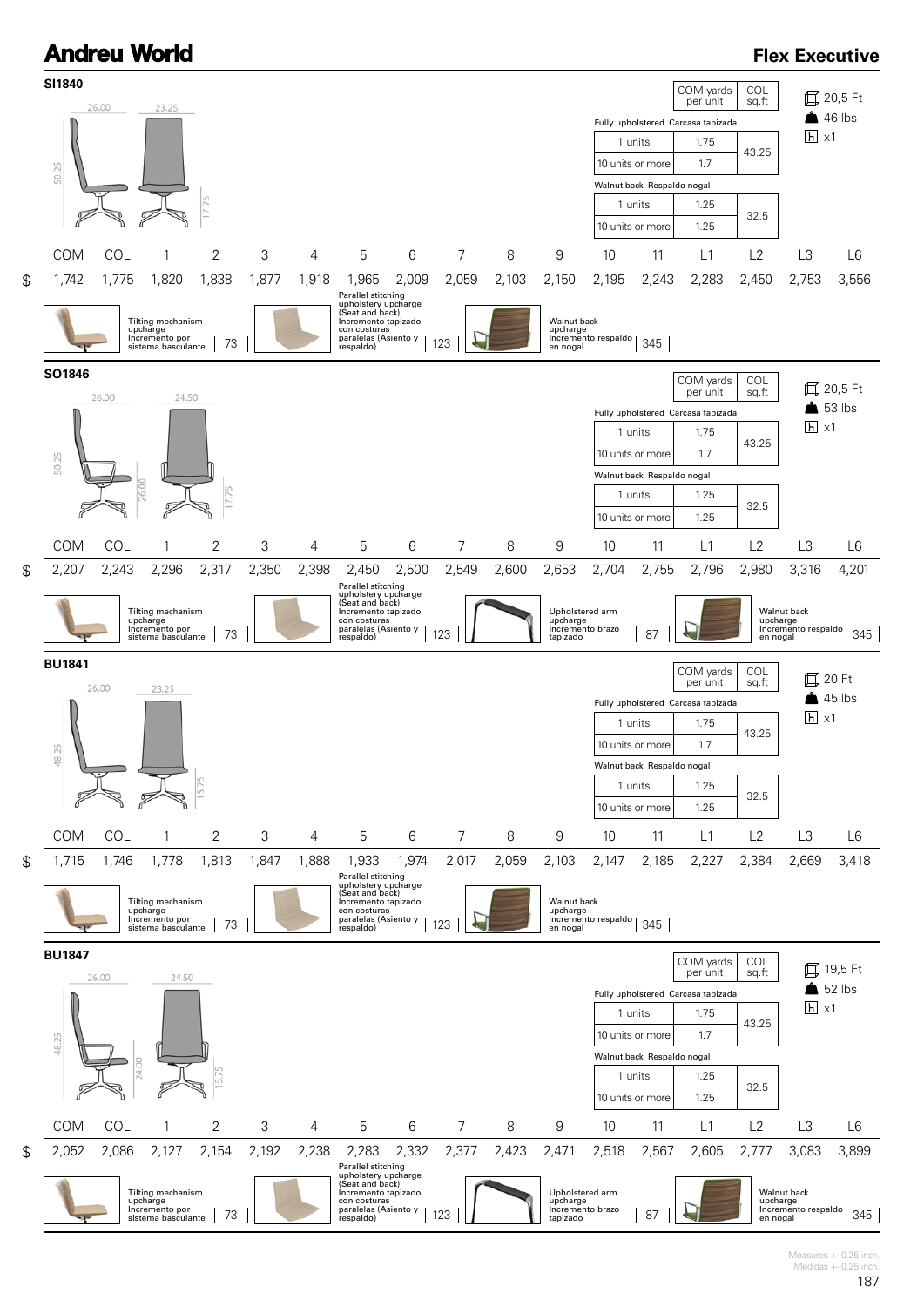# Andreu World

## Flex Executive

### SI1840

Dimensions: 26.00 / 23.25 / 50.25 / 17.75

| | COM yards per unit | COL sq.ft |
|---|---|---|
| **Fully upholstered** Carcasa tapizada | | |
| 1 units | 1.75 | 43.25 |
| 10 units or more | 1.7 | |
| **Walnut back** Respaldo nogal | | |
| 1 units | 1.25 | 32.5 |
| 10 units or more | 1.25 | |

20,5 Ft · 46 lbs · x1

| | COM | COL | 1 | 2 | 3 | 4 | 5 | 6 | 7 | 8 | 9 | 10 | 11 | L1 | L2 | L3 | L6 |
|---|---|---|---|---|---|---|---|---|---|---|---|---|---|---|---|---|---|
| $ | 1,742 | 1,775 | 1,820 | 1,838 | 1,877 | 1,918 | 1,965 | 2,009 | 2,059 | 2,103 | 2,150 | 2,195 | 2,243 | 2,283 | 2,450 | 2,753 | 3,556 |

- Tilting mechanism upcharge / Incremento por sistema basculante: 73
- Parallel stitching upholstery upcharge (Seat and back) / Incremento tapizado con costuras paralelas (Asiento y respaldo): 123
- Walnut back upcharge / Incremento respaldo en nogal: 345

### SO1846

Dimensions: 26.00 / 24.50 / 50.25 / 26.00 / 17.75

| | COM yards per unit | COL sq.ft |
|---|---|---|
| **Fully upholstered** Carcasa tapizada | | |
| 1 units | 1.75 | 43.25 |
| 10 units or more | 1.7 | |
| **Walnut back** Respaldo nogal | | |
| 1 units | 1.25 | 32.5 |
| 10 units or more | 1.25 | |

20,5 Ft · 53 lbs · x1

| | COM | COL | 1 | 2 | 3 | 4 | 5 | 6 | 7 | 8 | 9 | 10 | 11 | L1 | L2 | L3 | L6 |
|---|---|---|---|---|---|---|---|---|---|---|---|---|---|---|---|---|---|
| $ | 2,207 | 2,243 | 2,296 | 2,317 | 2,350 | 2,398 | 2,450 | 2,500 | 2,549 | 2,600 | 2,653 | 2,704 | 2,755 | 2,796 | 2,980 | 3,316 | 4,201 |

- Tilting mechanism upcharge / Incremento por sistema basculante: 73
- Parallel stitching upholstery upcharge (Seat and back) / Incremento tapizado con costuras paralelas (Asiento y respaldo): 123
- Upholstered arm upcharge / Incremento brazo tapizado: 87
- Walnut back upcharge / Incremento respaldo en nogal: 345

### BU1841

Dimensions: 26.00 / 23.25 / 48.25 / 15.75

| | COM yards per unit | COL sq.ft |
|---|---|---|
| **Fully upholstered** Carcasa tapizada | | |
| 1 units | 1.75 | 43.25 |
| 10 units or more | 1.7 | |
| **Walnut back** Respaldo nogal | | |
| 1 units | 1.25 | 32.5 |
| 10 units or more | 1.25 | |

20 Ft · 45 lbs · x1

| | COM | COL | 1 | 2 | 3 | 4 | 5 | 6 | 7 | 8 | 9 | 10 | 11 | L1 | L2 | L3 | L6 |
|---|---|---|---|---|---|---|---|---|---|---|---|---|---|---|---|---|---|
| $ | 1,715 | 1,746 | 1,778 | 1,813 | 1,847 | 1,888 | 1,933 | 1,974 | 2,017 | 2,059 | 2,103 | 2,147 | 2,185 | 2,227 | 2,384 | 2,669 | 3,418 |

- Tilting mechanism upcharge / Incremento por sistema basculante: 73
- Parallel stitching upholstery upcharge (Seat and back) / Incremento tapizado con costuras paralelas (Asiento y respaldo): 123
- Walnut back upcharge / Incremento respaldo en nogal: 345

### BU1847

Dimensions: 26.00 / 24.50 / 48.25 / 24.00 / 15.75

| | COM yards per unit | COL sq.ft |
|---|---|---|
| **Fully upholstered** Carcasa tapizada | | |
| 1 units | 1.75 | 43.25 |
| 10 units or more | 1.7 | |
| **Walnut back** Respaldo nogal | | |
| 1 units | 1.25 | 32.5 |
| 10 units or more | 1.25 | |

19,5 Ft · 52 lbs · x1

| | COM | COL | 1 | 2 | 3 | 4 | 5 | 6 | 7 | 8 | 9 | 10 | 11 | L1 | L2 | L3 | L6 |
|---|---|---|---|---|---|---|---|---|---|---|---|---|---|---|---|---|---|
| $ | 2,052 | 2,086 | 2,127 | 2,154 | 2,192 | 2,238 | 2,283 | 2,332 | 2,377 | 2,423 | 2,471 | 2,518 | 2,567 | 2,605 | 2,777 | 3,083 | 3,899 |

- Tilting mechanism upcharge / Incremento por sistema basculante: 73
- Parallel stitching upholstery upcharge (Seat and back) / Incremento tapizado con costuras paralelas (Asiento y respaldo): 123
- Upholstered arm upcharge / Incremento brazo tapizado: 87
- Walnut back upcharge / Incremento respaldo en nogal: 345

Measures +- 0.25 inch.
Medidas +- 0.25 inch.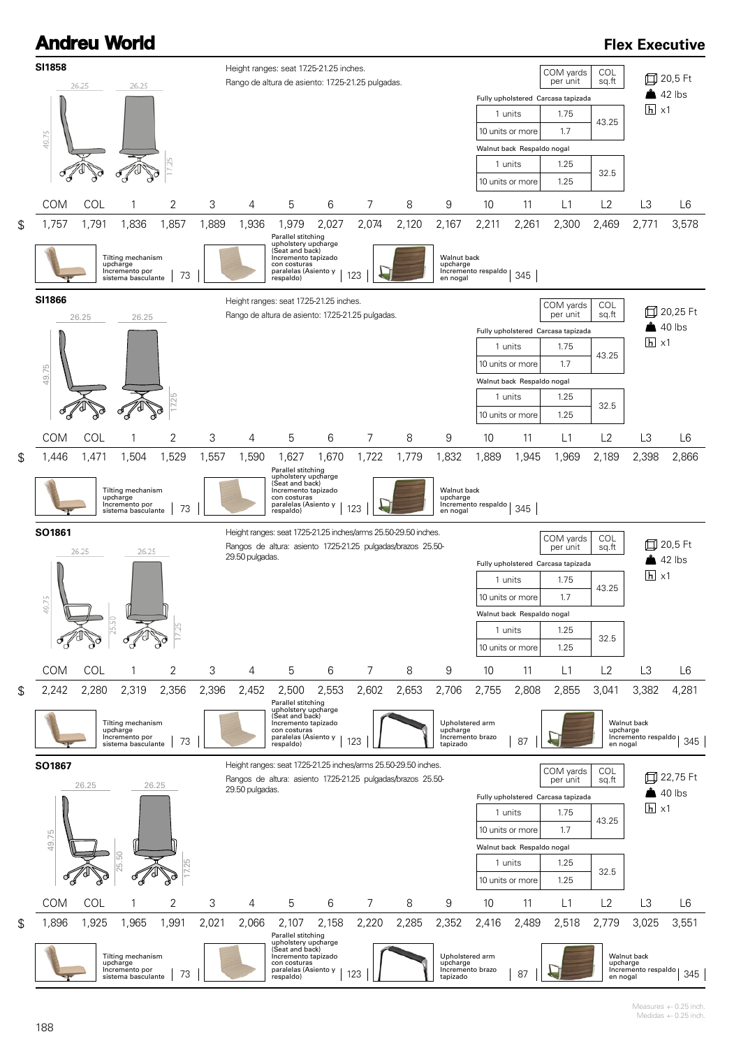# Andreu World

## Flex Executive

### SI1858

Dimensions: 26.25 / 26.25 / 49.75 / 17.25

Height ranges: seat 17.25-21.25 inches.
Rango de altura de asiento: 17.25-21.25 pulgadas.

| | COM yards per unit | COL sq.ft |
|---|---|---|
| Fully upholstered Carcasa tapizada | | |
| 1 units | 1.75 | 43.25 |
| 10 units or more | 1.7 | |
| Walnut back Respaldo nogal | | |
| 1 units | 1.25 | 32.5 |
| 10 units or more | 1.25 | |

20,5 Ft · 42 lbs · x1

| | COM | COL | 1 | 2 | 3 | 4 | 5 | 6 | 7 | 8 | 9 | 10 | 11 | L1 | L2 | L3 | L6 |
|---|---|---|---|---|---|---|---|---|---|---|---|---|---|---|---|---|---|
| $ | 1,757 | 1,791 | 1,836 | 1,857 | 1,889 | 1,936 | 1,979 | 2,027 | 2,074 | 2,120 | 2,167 | 2,211 | 2,261 | 2,300 | 2,469 | 2,771 | 3,578 |

- Tilting mechanism upcharge / Incremento por sistema basculante: 73
- Parallel stitching upholstery upcharge (Seat and back) / Incremento tapizado con costuras paralelas (Asiento y respaldo): 123
- Walnut back upcharge / Incremento respaldo en nogal: 345

### SI1866

Dimensions: 26.25 / 26.25 / 49.75 / 17.25

Height ranges: seat 17.25-21.25 inches.
Rango de altura de asiento: 17.25-21.25 pulgadas.

| | COM yards per unit | COL sq.ft |
|---|---|---|
| Fully upholstered Carcasa tapizada | | |
| 1 units | 1.75 | 43.25 |
| 10 units or more | 1.7 | |
| Walnut back Respaldo nogal | | |
| 1 units | 1.25 | 32.5 |
| 10 units or more | 1.25 | |

20,25 Ft · 40 lbs · x1

| | COM | COL | 1 | 2 | 3 | 4 | 5 | 6 | 7 | 8 | 9 | 10 | 11 | L1 | L2 | L3 | L6 |
|---|---|---|---|---|---|---|---|---|---|---|---|---|---|---|---|---|---|
| $ | 1,446 | 1,471 | 1,504 | 1,529 | 1,557 | 1,590 | 1,627 | 1,670 | 1,722 | 1,779 | 1,832 | 1,889 | 1,945 | 1,969 | 2,189 | 2,398 | 2,866 |

- Tilting mechanism upcharge / Incremento por sistema basculante: 73
- Parallel stitching upholstery upcharge (Seat and back) / Incremento tapizado con costuras paralelas (Asiento y respaldo): 123
- Walnut back upcharge / Incremento respaldo en nogal: 345

### SO1861

Dimensions: 26.25 / 26.25 / 49.75 / 25.50 / 17.25

Height ranges: seat 17.25-21.25 inches/arms 25.50-29.50 inches.
Rangos de altura: asiento 17.25-21.25 pulgadas/brazos 25.50-29.50 pulgadas.

| | COM yards per unit | COL sq.ft |
|---|---|---|
| Fully upholstered Carcasa tapizada | | |
| 1 units | 1.75 | 43.25 |
| 10 units or more | 1.7 | |
| Walnut back Respaldo nogal | | |
| 1 units | 1.25 | 32.5 |
| 10 units or more | 1.25 | |

20,5 Ft · 42 lbs · x1

| | COM | COL | 1 | 2 | 3 | 4 | 5 | 6 | 7 | 8 | 9 | 10 | 11 | L1 | L2 | L3 | L6 |
|---|---|---|---|---|---|---|---|---|---|---|---|---|---|---|---|---|---|
| $ | 2,242 | 2,280 | 2,319 | 2,356 | 2,396 | 2,452 | 2,500 | 2,553 | 2,602 | 2,653 | 2,706 | 2,755 | 2,808 | 2,855 | 3,041 | 3,382 | 4,281 |

- Tilting mechanism upcharge / Incremento por sistema basculante: 73
- Parallel stitching upholstery upcharge (Seat and back) / Incremento tapizado con costuras paralelas (Asiento y respaldo): 123
- Upholstered arm upcharge / Incremento brazo tapizado: 87
- Walnut back upcharge / Incremento respaldo en nogal: 345

### SO1867

Dimensions: 26.25 / 26.25 / 49.75 / 25.50 / 17.25

Height ranges: seat 17.25-21.25 inches/arms 25.50-29.50 inches.
Rangos de altura: asiento 17.25-21.25 pulgadas/brazos 25.50-29.50 pulgadas.

| | COM yards per unit | COL sq.ft |
|---|---|---|
| Fully upholstered Carcasa tapizada | | |
| 1 units | 1.75 | 43.25 |
| 10 units or more | 1.7 | |
| Walnut back Respaldo nogal | | |
| 1 units | 1.25 | 32.5 |
| 10 units or more | 1.25 | |

22,75 Ft · 40 lbs · x1

| | COM | COL | 1 | 2 | 3 | 4 | 5 | 6 | 7 | 8 | 9 | 10 | 11 | L1 | L2 | L3 | L6 |
|---|---|---|---|---|---|---|---|---|---|---|---|---|---|---|---|---|---|
| $ | 1,896 | 1,925 | 1,965 | 1,991 | 2,021 | 2,066 | 2,107 | 2,158 | 2,220 | 2,285 | 2,352 | 2,416 | 2,489 | 2,518 | 2,779 | 3,025 | 3,551 |

- Tilting mechanism upcharge / Incremento por sistema basculante: 73
- Parallel stitching upholstery upcharge (Seat and back) / Incremento tapizado con costuras paralelas (Asiento y respaldo): 123
- Upholstered arm upcharge / Incremento brazo tapizado: 87
- Walnut back upcharge / Incremento respaldo en nogal: 345

Measures +- 0.25 inch.
Medidas +- 0.25 inch.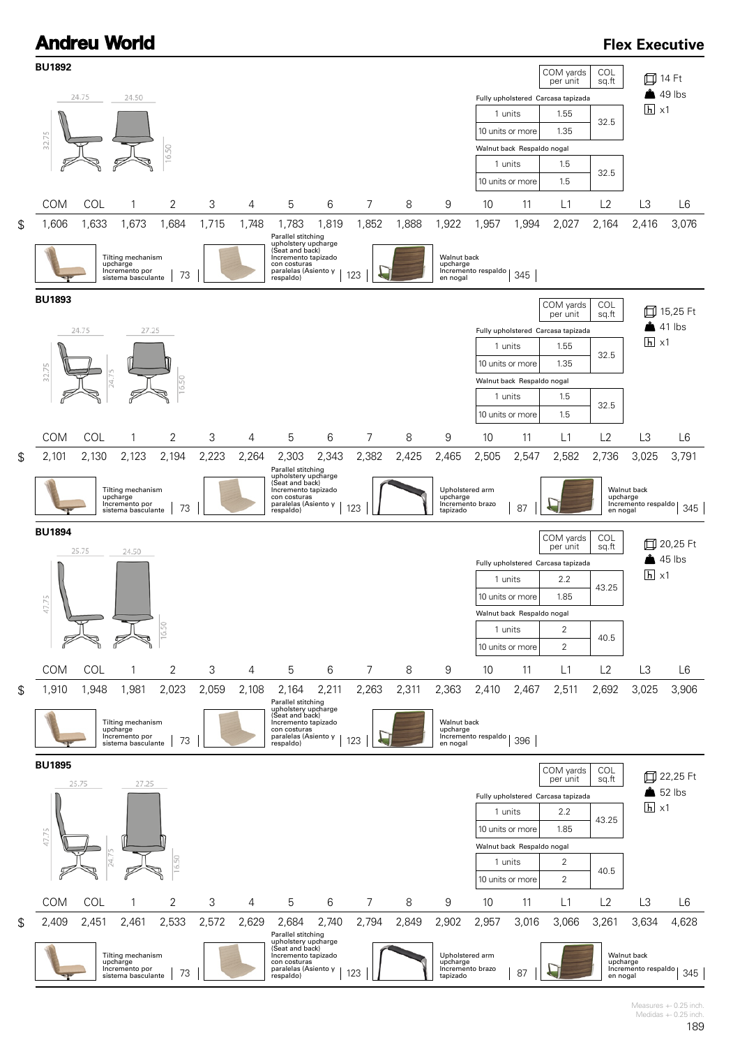# Andreu World

## Flex Executive

### BU1892

Dimensions: 24.75 / 24.50 / 32.75 / 16.50

| | COM yards per unit | COL sq.ft |
|---|---|---|
| **Fully upholstered Carcasa tapizada** | | |
| 1 units | 1.55 | 32.5 |
| 10 units or more | 1.35 | |
| **Walnut back Respaldo nogal** | | |
| 1 units | 1.5 | 32.5 |
| 10 units or more | 1.5 | |

14 Ft · 49 lbs · x1

| | COM | COL | 1 | 2 | 3 | 4 | 5 | 6 | 7 | 8 | 9 | 10 | 11 | L1 | L2 | L3 | L6 |
|---|---|---|---|---|---|---|---|---|---|---|---|---|---|---|---|---|---|
| $ | 1,606 | 1,633 | 1,673 | 1,684 | 1,715 | 1,748 | 1,783 | 1,819 | 1,852 | 1,888 | 1,922 | 1,957 | 1,994 | 2,027 | 2,164 | 2,416 | 3,076 |

- Tilting mechanism upcharge / Incremento por sistema basculante: 73
- Parallel stitching upholstery upcharge (Seat and back) / Incremento tapizado con costuras paralelas (Asiento y respaldo): 123
- Walnut back upcharge / Incremento respaldo en nogal: 345

### BU1893

Dimensions: 24.75 / 27.25 / 32.75 / 24.75 / 16.50

| | COM yards per unit | COL sq.ft |
|---|---|---|
| **Fully upholstered Carcasa tapizada** | | |
| 1 units | 1.55 | 32.5 |
| 10 units or more | 1.35 | |
| **Walnut back Respaldo nogal** | | |
| 1 units | 1.5 | 32.5 |
| 10 units or more | 1.5 | |

15,25 Ft · 41 lbs · x1

| | COM | COL | 1 | 2 | 3 | 4 | 5 | 6 | 7 | 8 | 9 | 10 | 11 | L1 | L2 | L3 | L6 |
|---|---|---|---|---|---|---|---|---|---|---|---|---|---|---|---|---|---|
| $ | 2,101 | 2,130 | 2,123 | 2,194 | 2,223 | 2,264 | 2,303 | 2,343 | 2,382 | 2,425 | 2,465 | 2,505 | 2,547 | 2,582 | 2,736 | 3,025 | 3,791 |

- Tilting mechanism upcharge / Incremento por sistema basculante: 73
- Parallel stitching upholstery upcharge (Seat and back) / Incremento tapizado con costuras paralelas (Asiento y respaldo): 123
- Upholstered arm upcharge / Incremento brazo tapizado: 87
- Walnut back upcharge / Incremento respaldo en nogal: 345

### BU1894

Dimensions: 25.75 / 24.50 / 47.75 / 16.50

| | COM yards per unit | COL sq.ft |
|---|---|---|
| **Fully upholstered Carcasa tapizada** | | |
| 1 units | 2.2 | 43.25 |
| 10 units or more | 1.85 | |
| **Walnut back Respaldo nogal** | | |
| 1 units | 2 | 40.5 |
| 10 units or more | 2 | |

20,25 Ft · 45 lbs · x1

| | COM | COL | 1 | 2 | 3 | 4 | 5 | 6 | 7 | 8 | 9 | 10 | 11 | L1 | L2 | L3 | L6 |
|---|---|---|---|---|---|---|---|---|---|---|---|---|---|---|---|---|---|
| $ | 1,910 | 1,948 | 1,981 | 2,023 | 2,059 | 2,108 | 2,164 | 2,211 | 2,263 | 2,311 | 2,363 | 2,410 | 2,467 | 2,511 | 2,692 | 3,025 | 3,906 |

- Tilting mechanism upcharge / Incremento por sistema basculante: 73
- Parallel stitching upholstery upcharge (Seat and back) / Incremento tapizado con costuras paralelas (Asiento y respaldo): 123
- Walnut back upcharge / Incremento respaldo en nogal: 396

### BU1895

Dimensions: 25.75 / 27.25 / 47.75 / 24.75 / 16.50

| | COM yards per unit | COL sq.ft |
|---|---|---|
| **Fully upholstered Carcasa tapizada** | | |
| 1 units | 2.2 | 43.25 |
| 10 units or more | 1.85 | |
| **Walnut back Respaldo nogal** | | |
| 1 units | 2 | 40.5 |
| 10 units or more | 2 | |

22,25 Ft · 52 lbs · x1

| | COM | COL | 1 | 2 | 3 | 4 | 5 | 6 | 7 | 8 | 9 | 10 | 11 | L1 | L2 | L3 | L6 |
|---|---|---|---|---|---|---|---|---|---|---|---|---|---|---|---|---|---|
| $ | 2,409 | 2,451 | 2,461 | 2,533 | 2,572 | 2,629 | 2,684 | 2,740 | 2,794 | 2,849 | 2,902 | 2,957 | 3,016 | 3,066 | 3,261 | 3,634 | 4,628 |

- Tilting mechanism upcharge / Incremento por sistema basculante: 73
- Parallel stitching upholstery upcharge (Seat and back) / Incremento tapizado con costuras paralelas (Asiento y respaldo): 123
- Upholstered arm upcharge / Incremento brazo tapizado: 87
- Walnut back upcharge / Incremento respaldo en nogal: 345

Measures +- 0.25 inch.
Medidas +- 0.25 inch.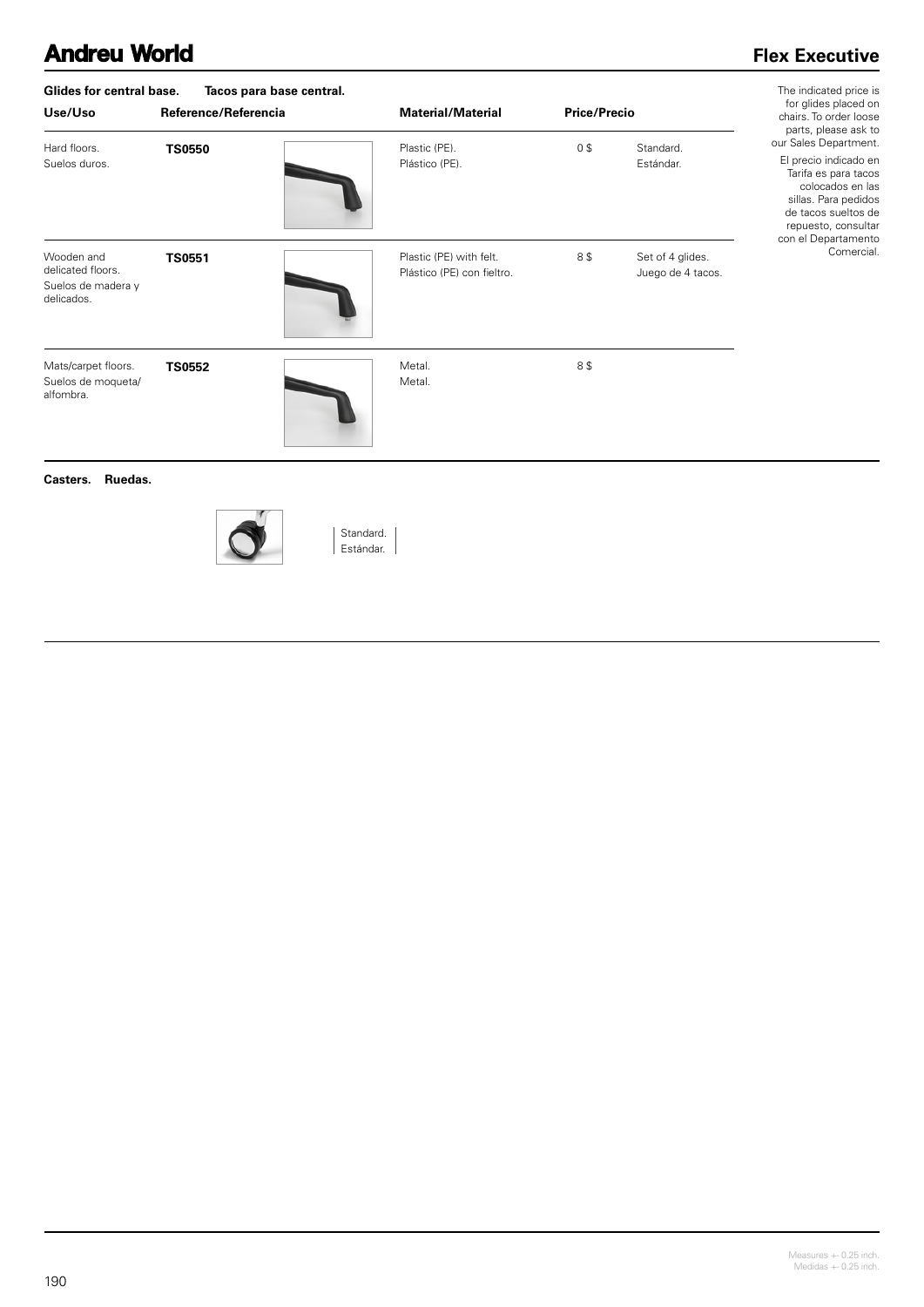## Flex Executive

**Glides for central base. Tacos para base central.**

| Use/Uso | Reference/Referencia | Material/Material | Price/Precio | |
|---|---|---|---|---|
| Hard floors. Suelos duros. | **TS0550** | Plastic (PE). Plástico (PE). | 0 $ | Standard. Estándar. |
| Wooden and delicated floors. Suelos de madera y delicados. | **TS0551** | Plastic (PE) with felt. Plástico (PE) con fieltro. | 8 $ | Set of 4 glides. Juego de 4 tacos. |
| Mats/carpet floors. Suelos de moqueta/alfombra. | **TS0552** | Metal. Metal. | 8 $ | |

The indicated price is for glides placed on chairs. To order loose parts, please ask to our Sales Department.

El precio indicado en Tarifa es para tacos colocados en las sillas. Para pedidos de tacos sueltos de repuesto, consultar con el Departamento Comercial.

**Casters. Ruedas.**

Standard.
Estándar.

Measures +- 0.25 inch.
Medidas +- 0.25 inch.